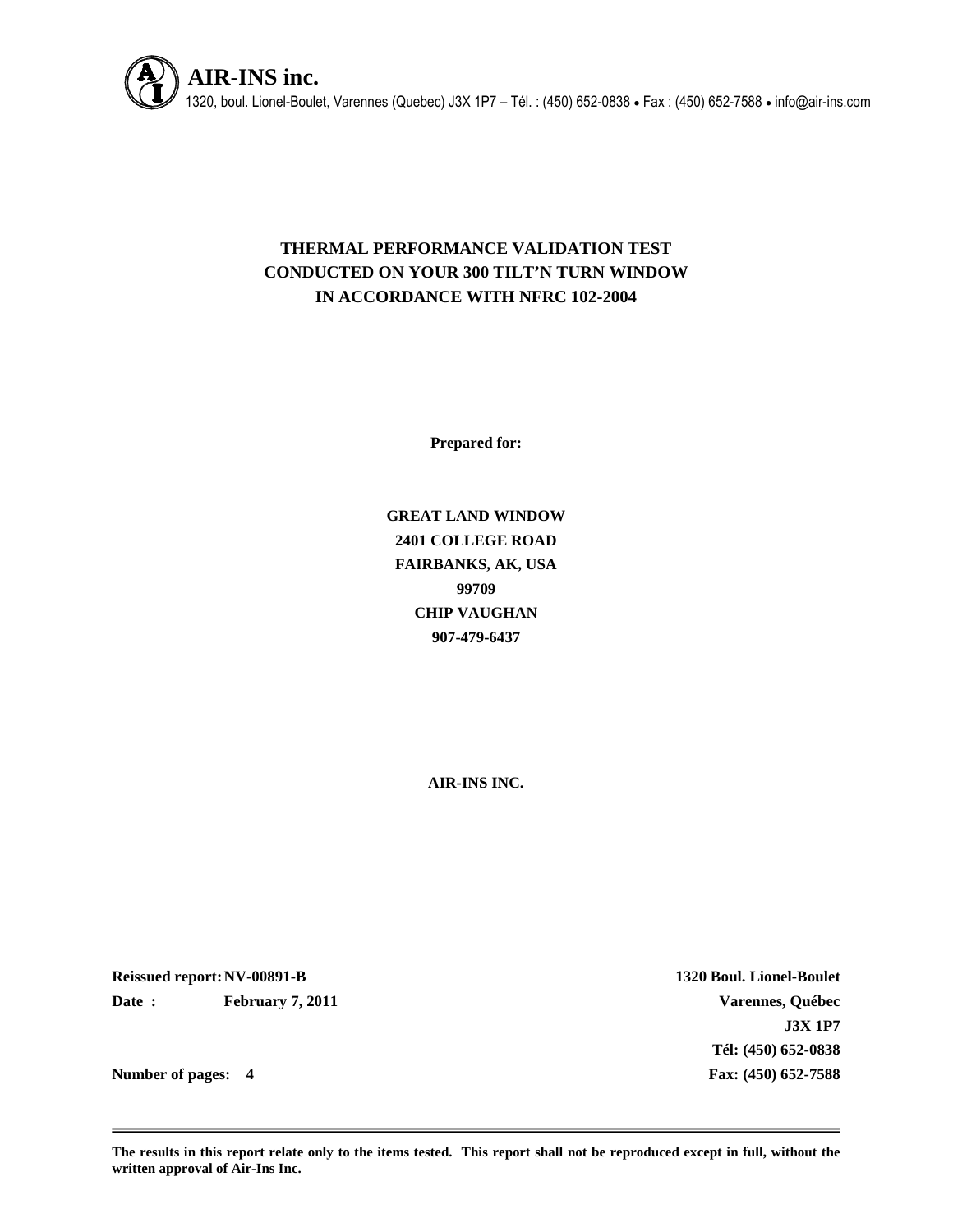**AIR-INS inc.**

1320, boul. Lionel-Boulet, Varennes (Quebec) J3X 1P7 – Tél. : (450) 652-0838 • Fax : (450) 652-7588 • info@air-ins.com

# THERMAL PERFORMANCE VALIDATION TEST CONDUCTED ON YOUR 300 TILT'N TURN WINDOW IN ACCORDANCE WITH NFRC 102-2004

**Prepared for:**

**GREAT LAND WINDOW**
**2401 COLLEGE ROAD**
**FAIRBANKS, AK, USA**
**99709**
**CHIP VAUGHAN**
**907-479-6437**

**AIR-INS INC.**

**Reissued report:** **NV-00891-B**
**Date :** **February 7, 2011**

**Number of pages:** **4**

**1320 Boul. Lionel-Boulet**
**Varennes, Québec**
**J3X 1P7**
**Tél: (450) 652-0838**
**Fax: (450) 652-7588**

**The results in this report relate only to the items tested. This report shall not be reproduced except in full, without the written approval of Air-Ins Inc.**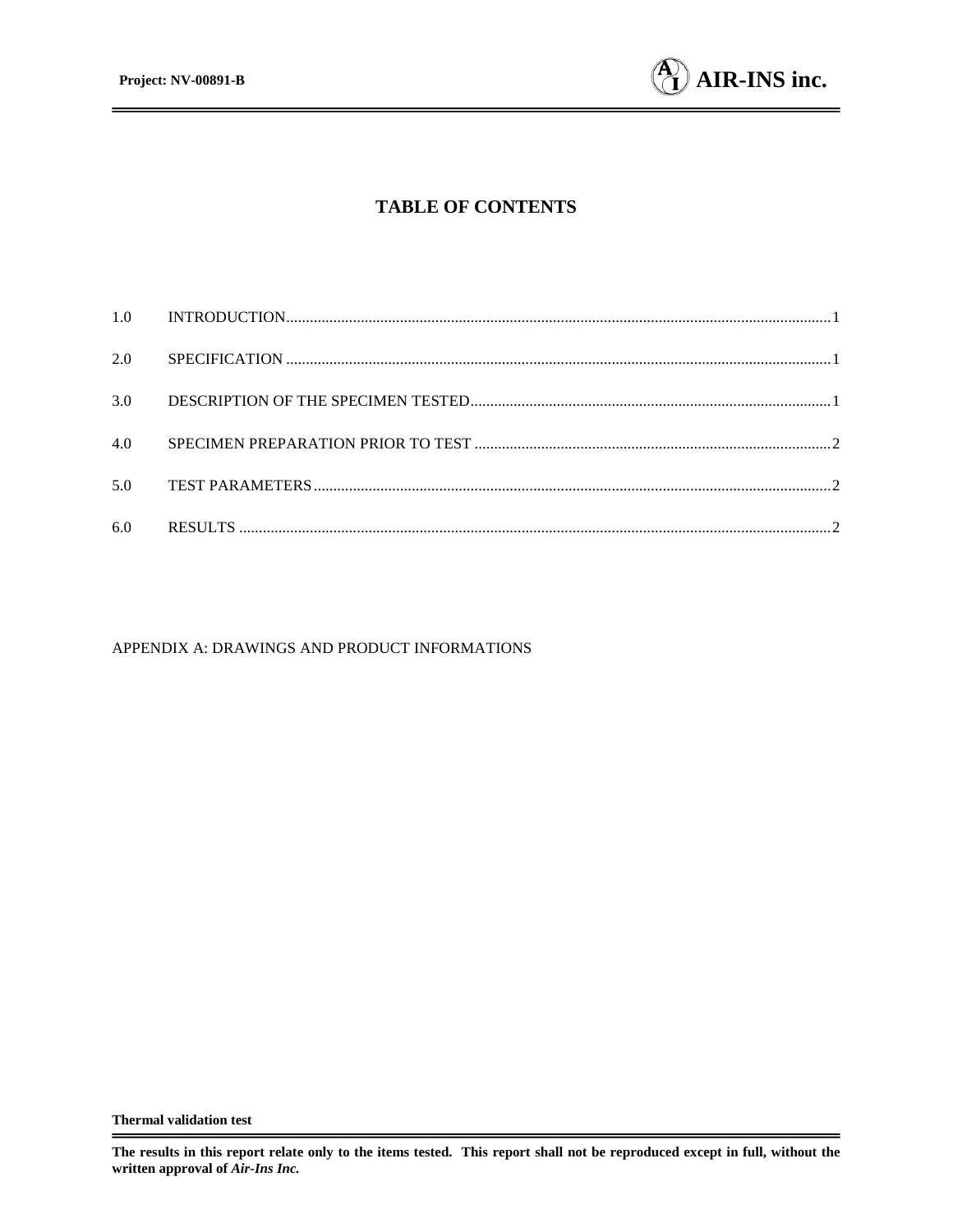# TABLE OF CONTENTS

| | | |
|---|---|---|
| 1.0 | INTRODUCTION | 1 |
| 2.0 | SPECIFICATION | 1 |
| 3.0 | DESCRIPTION OF THE SPECIMEN TESTED | 1 |
| 4.0 | SPECIMEN PREPARATION PRIOR TO TEST | 2 |
| 5.0 | TEST PARAMETERS | 2 |
| 6.0 | RESULTS | 2 |

APPENDIX A: DRAWINGS AND PRODUCT INFORMATIONS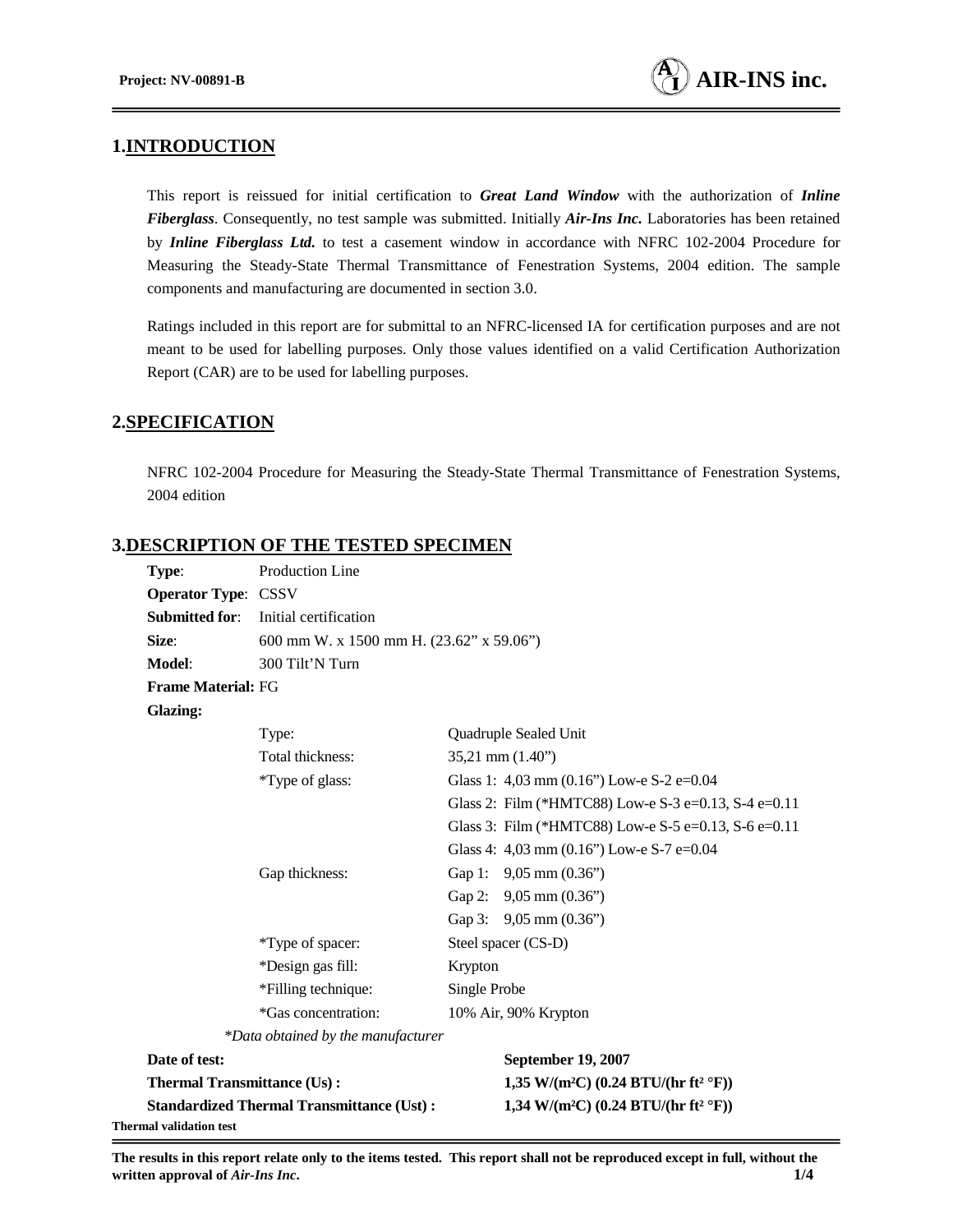## 1. INTRODUCTION

This report is reissued for initial certification to ***Great Land Window*** with the authorization of ***Inline Fiberglass***. Consequently, no test sample was submitted. Initially ***Air-Ins Inc.*** Laboratories has been retained by ***Inline Fiberglass Ltd.*** to test a casement window in accordance with NFRC 102-2004 Procedure for Measuring the Steady-State Thermal Transmittance of Fenestration Systems, 2004 edition. The sample components and manufacturing are documented in section 3.0.

Ratings included in this report are for submittal to an NFRC-licensed IA for certification purposes and are not meant to be used for labelling purposes. Only those values identified on a valid Certification Authorization Report (CAR) are to be used for labelling purposes.

## 2. SPECIFICATION

NFRC 102-2004 Procedure for Measuring the Steady-State Thermal Transmittance of Fenestration Systems, 2004 edition

## 3. DESCRIPTION OF THE TESTED SPECIMEN

**Type**: Production Line

**Operator Type**: CSSV

**Submitted for**: Initial certification

**Size**: 600 mm W. x 1500 mm H. (23.62" x 59.06")

**Model**: 300 Tilt'N Turn

**Frame Material:** FG

**Glazing:**

| | |
|---|---|
| Type: | Quadruple Sealed Unit |
| Total thickness: | 35,21 mm (1.40") |
| *Type of glass: | Glass 1: 4,03 mm (0.16") Low-e S-2 e=0.04 |
| | Glass 2: Film (*HMTC88) Low-e S-3 e=0.13, S-4 e=0.11 |
| | Glass 3: Film (*HMTC88) Low-e S-5 e=0.13, S-6 e=0.11 |
| | Glass 4: 4,03 mm (0.16") Low-e S-7 e=0.04 |
| Gap thickness: | Gap 1: 9,05 mm (0.36") |
| | Gap 2: 9,05 mm (0.36") |
| | Gap 3: 9,05 mm (0.36") |
| *Type of spacer: | Steel spacer (CS-D) |
| *Design gas fill: | Krypton |
| *Filling technique: | Single Probe |
| *Gas concentration: | 10% Air, 90% Krypton |

*\*Data obtained by the manufacturer*

| | |
|---|---|
| **Date of test:** | **September 19, 2007** |
| **Thermal Transmittance (Us) :** | **1,35 W/(m²C) (0.24 BTU/(hr ft² °F))** |
| **Standardized Thermal Transmittance (Ust) :** | **1,34 W/(m²C) (0.24 BTU/(hr ft² °F))** |

**Thermal validation test**

**The results in this report relate only to the items tested. This report shall not be reproduced except in full, without the written approval of *Air-Ins Inc*.**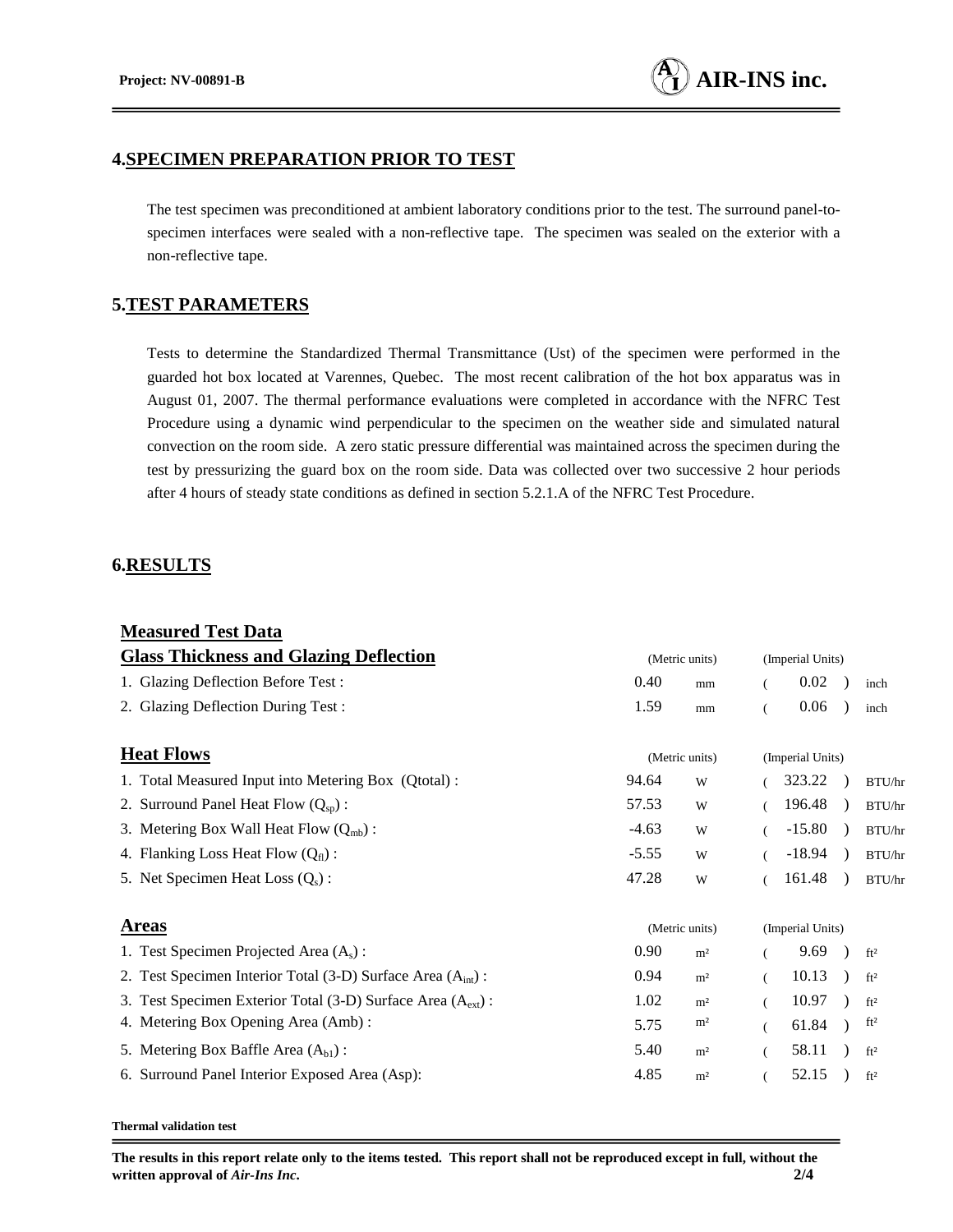## 4. SPECIMEN PREPARATION PRIOR TO TEST

The test specimen was preconditioned at ambient laboratory conditions prior to the test. The surround panel-to-specimen interfaces were sealed with a non-reflective tape. The specimen was sealed on the exterior with a non-reflective tape.

## 5. TEST PARAMETERS

Tests to determine the Standardized Thermal Transmittance (Ust) of the specimen were performed in the guarded hot box located at Varennes, Quebec. The most recent calibration of the hot box apparatus was in August 01, 2007. The thermal performance evaluations were completed in accordance with the NFRC Test Procedure using a dynamic wind perpendicular to the specimen on the weather side and simulated natural convection on the room side. A zero static pressure differential was maintained across the specimen during the test by pressurizing the guard box on the room side. Data was collected over two successive 2 hour periods after 4 hours of steady state conditions as defined in section 5.2.1.A of the NFRC Test Procedure.

## 6. RESULTS

### Measured Test Data

| Glass Thickness and Glazing Deflection | (Metric units) | | (Imperial Units) | |
|---|---|---|---|---|
| 1. Glazing Deflection Before Test : | 0.40 | mm | (0.02) | inch |
| 2. Glazing Deflection During Test : | 1.59 | mm | (0.06) | inch |

| Heat Flows | (Metric units) | | (Imperial Units) | |
|---|---|---|---|---|
| 1. Total Measured Input into Metering Box (Qtotal) : | 94.64 | W | (323.22) | BTU/hr |
| 2. Surround Panel Heat Flow ($Q_{sp}$) : | 57.53 | W | (196.48) | BTU/hr |
| 3. Metering Box Wall Heat Flow ($Q_{mb}$) : | -4.63 | W | (-15.80) | BTU/hr |
| 4. Flanking Loss Heat Flow ($Q_{fl}$) : | -5.55 | W | (-18.94) | BTU/hr |
| 5. Net Specimen Heat Loss ($Q_s$) : | 47.28 | W | (161.48) | BTU/hr |

| Areas | (Metric units) | | (Imperial Units) | |
|---|---|---|---|---|
| 1. Test Specimen Projected Area ($A_s$) : | 0.90 | m² | (9.69) | ft² |
| 2. Test Specimen Interior Total (3-D) Surface Area ($A_{int}$) : | 0.94 | m² | (10.13) | ft² |
| 3. Test Specimen Exterior Total (3-D) Surface Area ($A_{ext}$) : | 1.02 | m² | (10.97) | ft² |
| 4. Metering Box Opening Area (Amb) : | 5.75 | m² | (61.84) | ft² |
| 5. Metering Box Baffle Area ($A_{b1}$) : | 5.40 | m² | (58.11) | ft² |
| 6. Surround Panel Interior Exposed Area (Asp): | 4.85 | m² | (52.15) | ft² |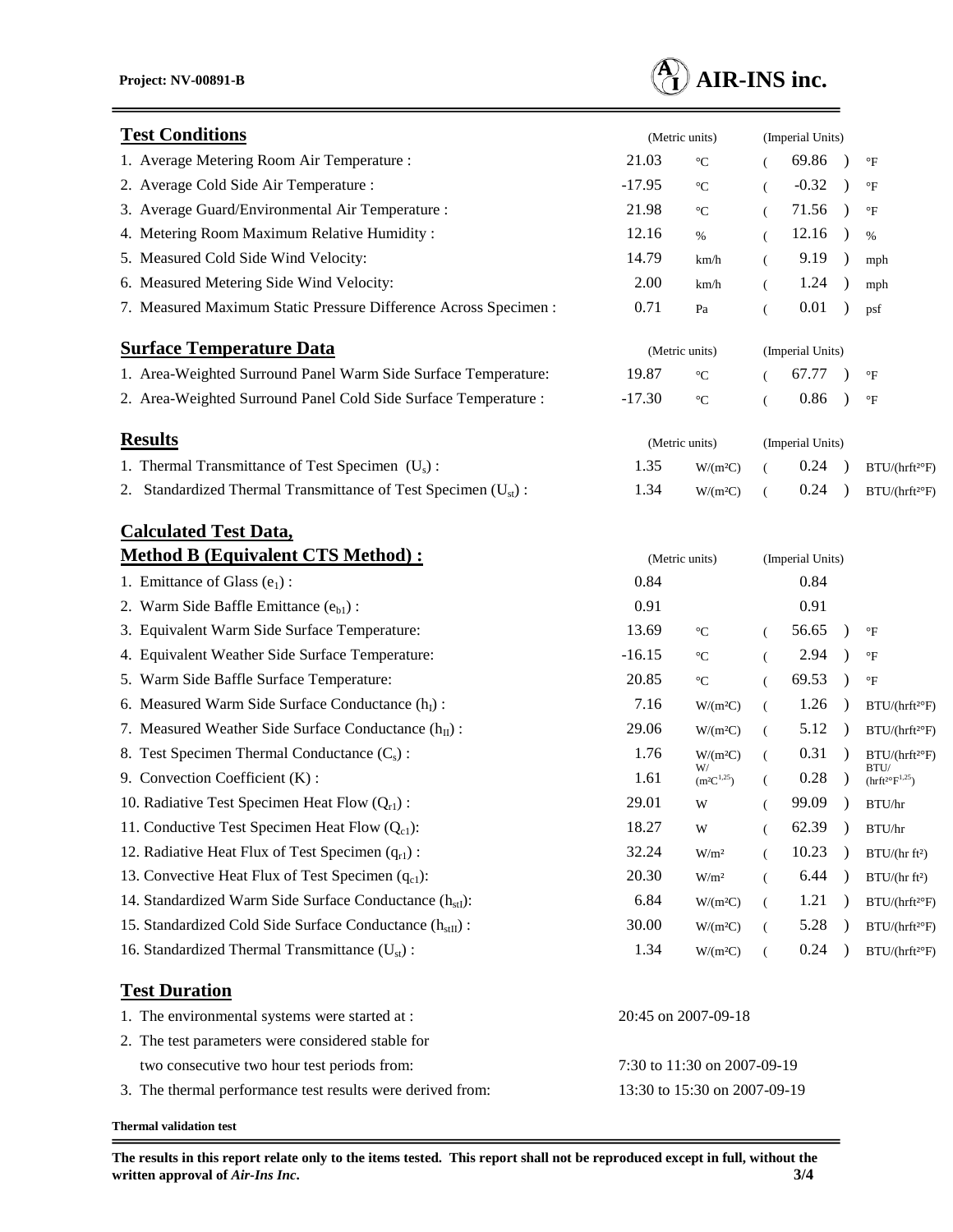## Test Conditions

| | (Metric units) | | (Imperial Units) | |
|---|---|---|---|---|
| 1. Average Metering Room Air Temperature : | 21.03 | °C | ( 69.86 ) | °F |
| 2. Average Cold Side Air Temperature : | -17.95 | °C | ( -0.32 ) | °F |
| 3. Average Guard/Environmental Air Temperature : | 21.98 | °C | ( 71.56 ) | °F |
| 4. Metering Room Maximum Relative Humidity : | 12.16 | % | ( 12.16 ) | % |
| 5. Measured Cold Side Wind Velocity: | 14.79 | km/h | ( 9.19 ) | mph |
| 6. Measured Metering Side Wind Velocity: | 2.00 | km/h | ( 1.24 ) | mph |
| 7. Measured Maximum Static Pressure Difference Across Specimen : | 0.71 | Pa | ( 0.01 ) | psf |

## Surface Temperature Data

| | (Metric units) | | (Imperial Units) | |
|---|---|---|---|---|
| 1. Area-Weighted Surround Panel Warm Side Surface Temperature: | 19.87 | °C | ( 67.77 ) | °F |
| 2. Area-Weighted Surround Panel Cold Side Surface Temperature : | -17.30 | °C | ( 0.86 ) | °F |

## Results

| | (Metric units) | | (Imperial Units) | |
|---|---|---|---|---|
| 1. Thermal Transmittance of Test Specimen ($U_s$) : | 1.35 | W/(m²C) | ( 0.24 ) | BTU/(hrft²°F) |
| 2. Standardized Thermal Transmittance of Test Specimen ($U_{st}$) : | 1.34 | W/(m²C) | ( 0.24 ) | BTU/(hrft²°F) |

## Calculated Test Data, Method B (Equivalent CTS Method) :

| | (Metric units) | | (Imperial Units) | |
|---|---|---|---|---|
| 1. Emittance of Glass ($e_1$) : | 0.84 | | 0.84 | |
| 2. Warm Side Baffle Emittance ($e_{b1}$) : | 0.91 | | 0.91 | |
| 3. Equivalent Warm Side Surface Temperature: | 13.69 | °C | ( 56.65 ) | °F |
| 4. Equivalent Weather Side Surface Temperature: | -16.15 | °C | ( 2.94 ) | °F |
| 5. Warm Side Baffle Surface Temperature: | 20.85 | °C | ( 69.53 ) | °F |
| 6. Measured Warm Side Surface Conductance ($h_I$) : | 7.16 | W/(m²C) | ( 1.26 ) | BTU/(hrft²°F) |
| 7. Measured Weather Side Surface Conductance ($h_{II}$) : | 29.06 | W/(m²C) | ( 5.12 ) | BTU/(hrft²°F) |
| 8. Test Specimen Thermal Conductance ($C_s$) : | 1.76 | W/(m²C) | ( 0.31 ) | BTU/(hrft²°F) |
| 9. Convection Coefficient (K) : | 1.61 | W/(m²C$^{1.25}$) | ( 0.28 ) | BTU/(hrft²°F$^{1.25}$) |
| 10. Radiative Test Specimen Heat Flow ($Q_{r1}$) : | 29.01 | W | ( 99.09 ) | BTU/hr |
| 11. Conductive Test Specimen Heat Flow ($Q_{c1}$): | 18.27 | W | ( 62.39 ) | BTU/hr |
| 12. Radiative Heat Flux of Test Specimen ($q_{r1}$) : | 32.24 | W/m² | ( 10.23 ) | BTU/(hr ft²) |
| 13. Convective Heat Flux of Test Specimen ($q_{c1}$): | 20.30 | W/m² | ( 6.44 ) | BTU/(hr ft²) |
| 14. Standardized Warm Side Surface Conductance ($h_{stI}$): | 6.84 | W/(m²C) | ( 1.21 ) | BTU/(hrft²°F) |
| 15. Standardized Cold Side Surface Conductance ($h_{stII}$) : | 30.00 | W/(m²C) | ( 5.28 ) | BTU/(hrft²°F) |
| 16. Standardized Thermal Transmittance ($U_{st}$) : | 1.34 | W/(m²C) | ( 0.24 ) | BTU/(hrft²°F) |

## Test Duration

1. The environmental systems were started at : 20:45 on 2007-09-18
2. The test parameters were considered stable for two consecutive two hour test periods from: 7:30 to 11:30 on 2007-09-19
3. The thermal performance test results were derived from: 13:30 to 15:30 on 2007-09-19

**Thermal validation test**

**The results in this report relate only to the items tested. This report shall not be reproduced except in full, without the written approval of *Air-Ins Inc*.**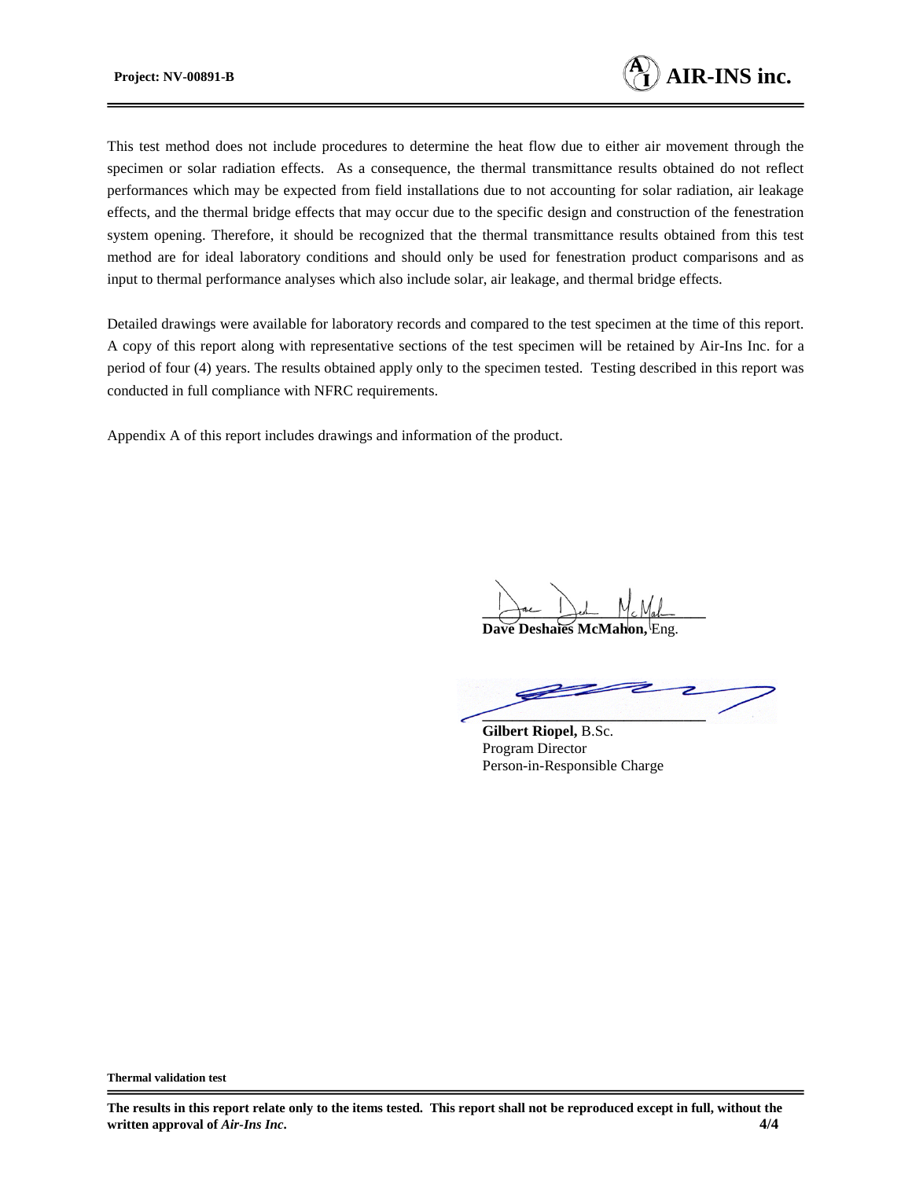This test method does not include procedures to determine the heat flow due to either air movement through the specimen or solar radiation effects. As a consequence, the thermal transmittance results obtained do not reflect performances which may be expected from field installations due to not accounting for solar radiation, air leakage effects, and the thermal bridge effects that may occur due to the specific design and construction of the fenestration system opening. Therefore, it should be recognized that the thermal transmittance results obtained from this test method are for ideal laboratory conditions and should only be used for fenestration product comparisons and as input to thermal performance analyses which also include solar, air leakage, and thermal bridge effects.

Detailed drawings were available for laboratory records and compared to the test specimen at the time of this report. A copy of this report along with representative sections of the test specimen will be retained by Air-Ins Inc. for a period of four (4) years. The results obtained apply only to the specimen tested. Testing described in this report was conducted in full compliance with NFRC requirements.

Appendix A of this report includes drawings and information of the product.

**Dave Deshaies McMahon,** Eng.

**Gilbert Riopel,** B.Sc.
Program Director
Person-in-Responsible Charge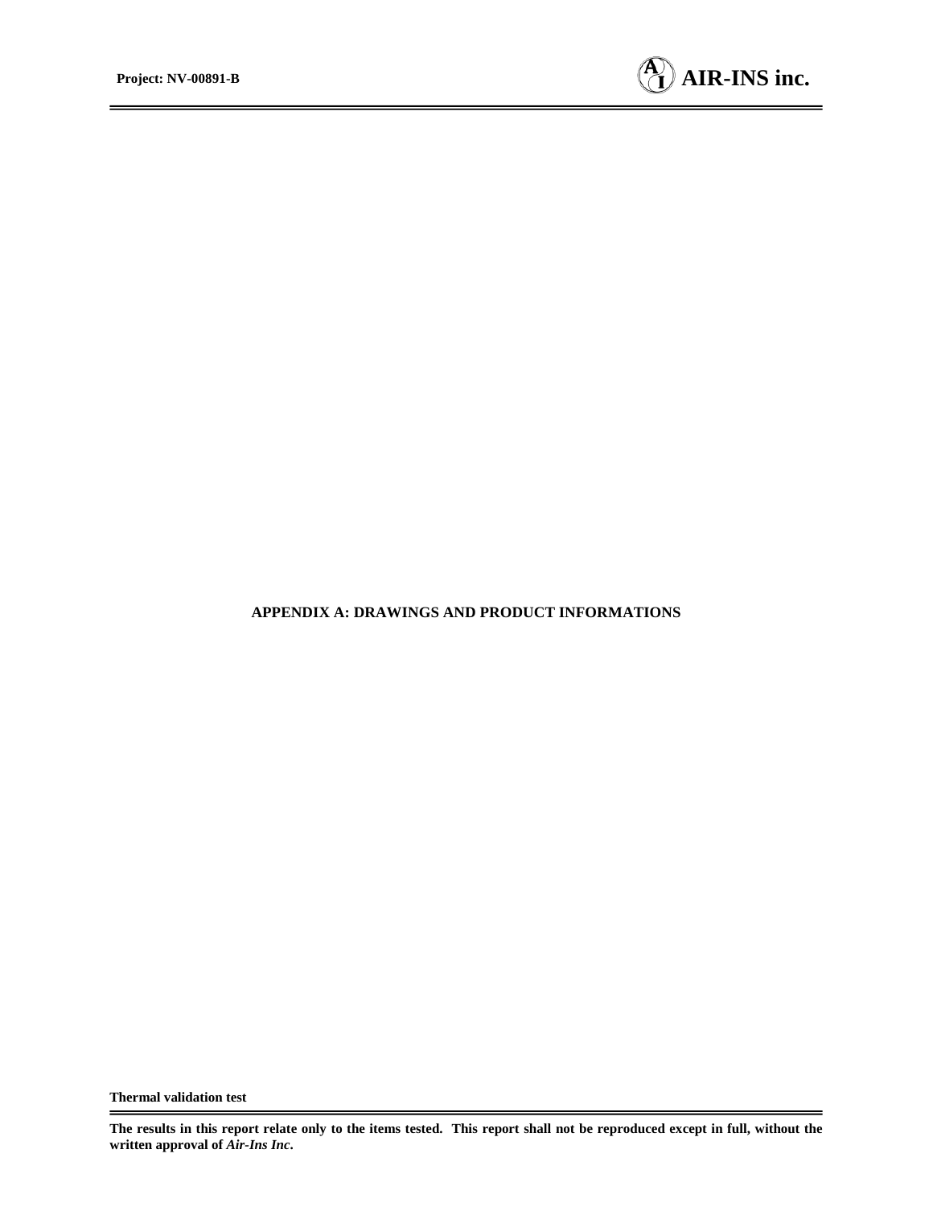## APPENDIX A: DRAWINGS AND PRODUCT INFORMATIONS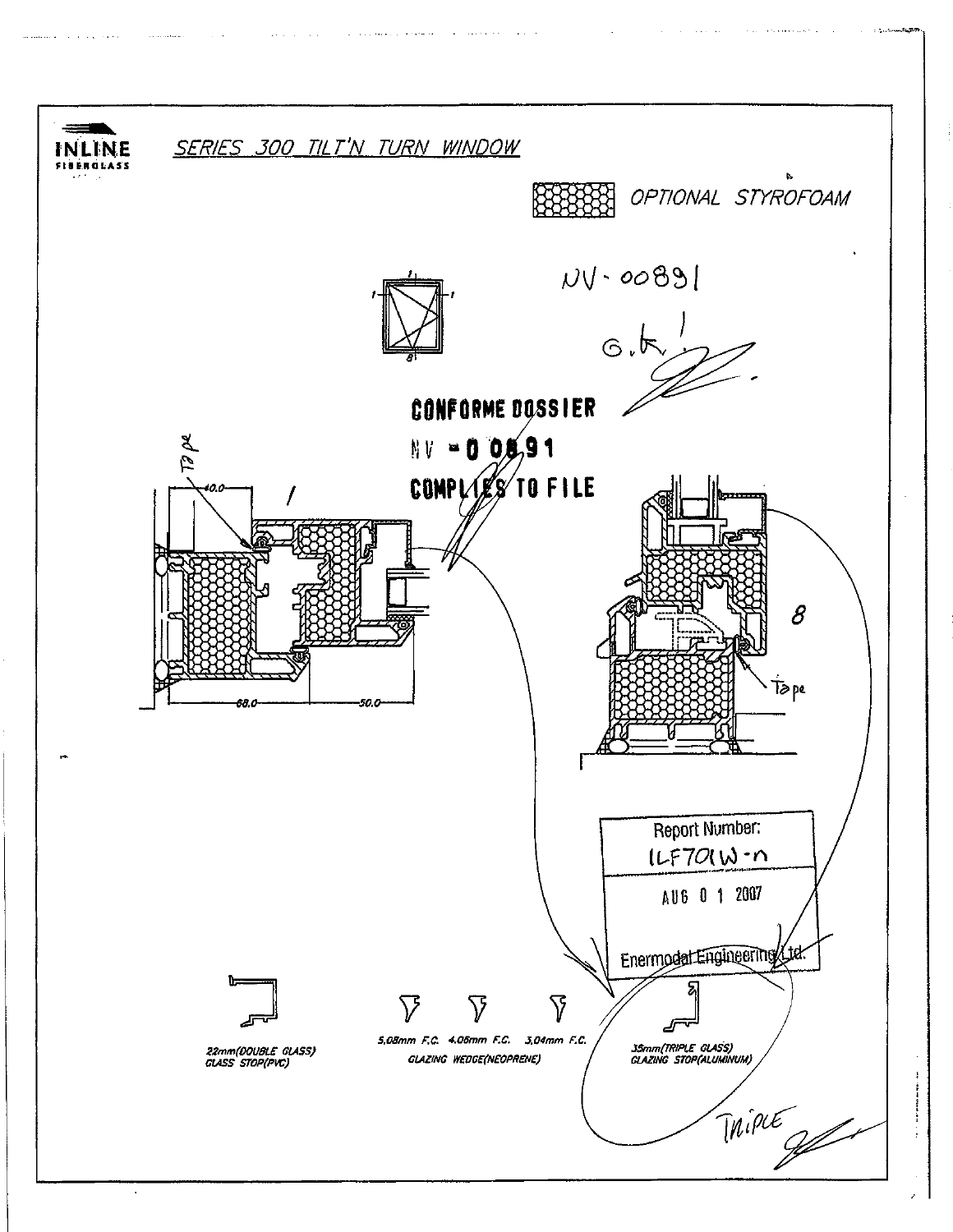INLINE FIBERGLASS

SERIES 300 TILT'N TURN WINDOW

OPTIONAL STYROFOAM

NV - 00891

O.K.!

CONFORME DOSSIER

NV - 0 0891

COMPLIES TO FILE

Tape

40.0

1

68.0

50.0

8

Tape

Report Number:

ILF701W-n

AUG 0 1 2007

Enermodal Engineering Ltd.

22mm(DOUBLE GLASS) GLASS STOP(PVC)

5.08mm F.C. 4.06mm F.C. 3.04mm F.C.

GLAZING WEDGE(NEOPRENE)

35mm(TRIPLE GLASS) GLAZING STOP(ALUMINUM)

TRIPLE